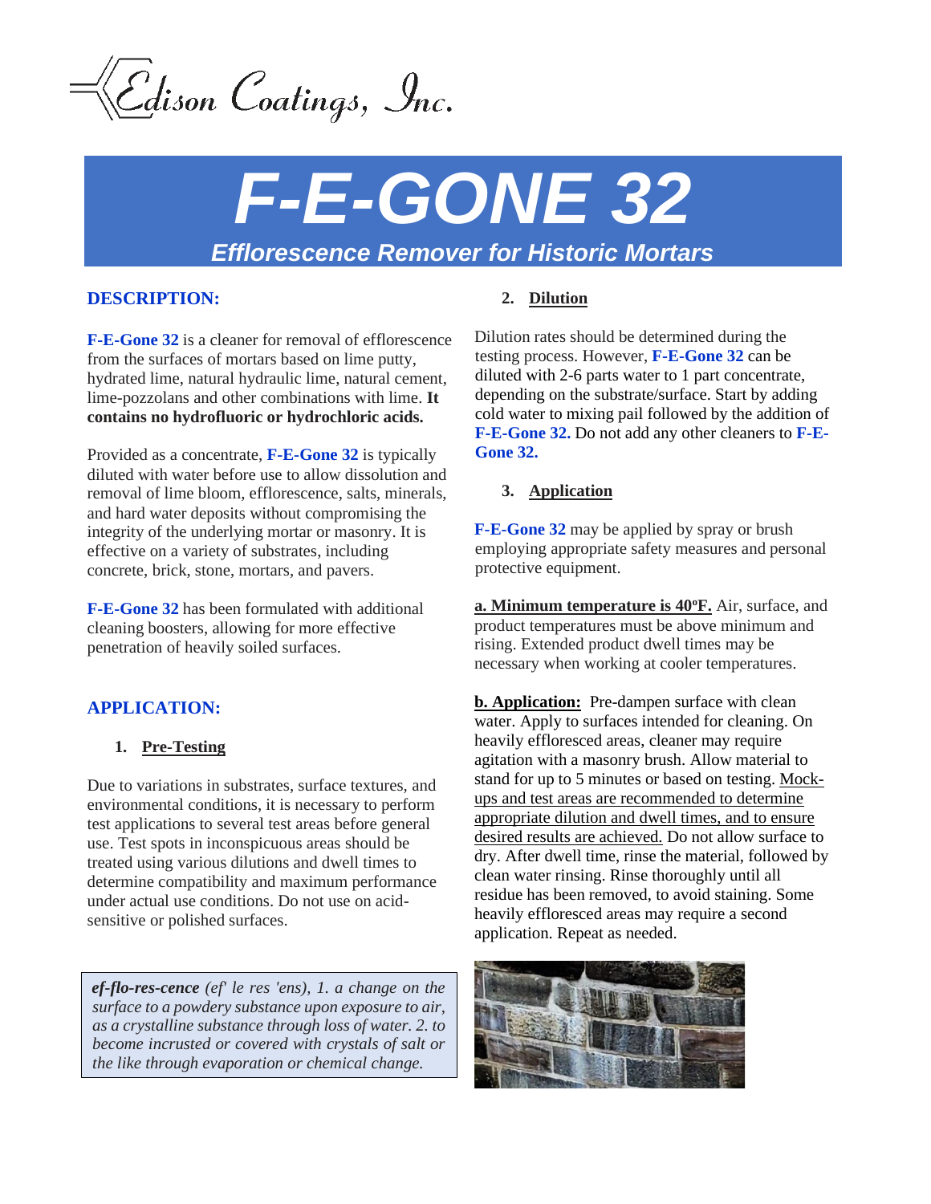Edison Coatings, Inc.

# F-E-GONE 32

## *Efflorescence Remover for Historic Mortars*

## DESCRIPTION:

**F-E-Gone 32** is a cleaner for removal of efflorescence from the surfaces of mortars based on lime putty, hydrated lime, natural hydraulic lime, natural cement, lime-pozzolans and other combinations with lime. **It contains no hydrofluoric or hydrochloric acids.**

Provided as a concentrate, **F-E-Gone 32** is typically diluted with water before use to allow dissolution and removal of lime bloom, efflorescence, salts, minerals, and hard water deposits without compromising the integrity of the underlying mortar or masonry. It is effective on a variety of substrates, including concrete, brick, stone, mortars, and pavers.

**F-E-Gone 32** has been formulated with additional cleaning boosters, allowing for more effective penetration of heavily soiled surfaces.

## APPLICATION:

### 1. Pre-Testing

Due to variations in substrates, surface textures, and environmental conditions, it is necessary to perform test applications to several test areas before general use. Test spots in inconspicuous areas should be treated using various dilutions and dwell times to determine compatibility and maximum performance under actual use conditions. Do not use on acid-sensitive or polished surfaces.

> ***ef-flo-res-cence*** *(ef' le res 'ens), 1. a change on the surface to a powdery substance upon exposure to air, as a crystalline substance through loss of water. 2. to become incrusted or covered with crystals of salt or the like through evaporation or chemical change.*

### 2. Dilution

Dilution rates should be determined during the testing process. However, **F-E-Gone 32** can be diluted with 2-6 parts water to 1 part concentrate, depending on the substrate/surface. Start by adding cold water to mixing pail followed by the addition of **F-E-Gone 32.** Do not add any other cleaners to **F-E-Gone 32.**

### 3. Application

**F-E-Gone 32** may be applied by spray or brush employing appropriate safety measures and personal protective equipment.

**a. Minimum temperature is 40ºF.** Air, surface, and product temperatures must be above minimum and rising. Extended product dwell times may be necessary when working at cooler temperatures.

**b. Application:** Pre-dampen surface with clean water. Apply to surfaces intended for cleaning. On heavily effloresced areas, cleaner may require agitation with a masonry brush. Allow material to stand for up to 5 minutes or based on testing. Mock-ups and test areas are recommended to determine appropriate dilution and dwell times, and to ensure desired results are achieved. Do not allow surface to dry. After dwell time, rinse the material, followed by clean water rinsing. Rinse thoroughly until all residue has been removed, to avoid staining. Some heavily effloresced areas may require a second application. Repeat as needed.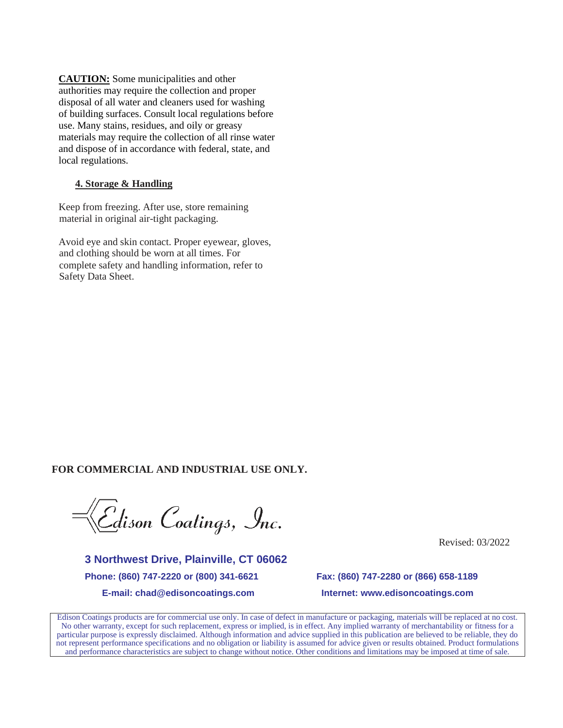**CAUTION:** Some municipalities and other authorities may require the collection and proper disposal of all water and cleaners used for washing of building surfaces. Consult local regulations before use. Many stains, residues, and oily or greasy materials may require the collection of all rinse water and dispose of in accordance with federal, state, and local regulations.

## 4. Storage & Handling

Keep from freezing. After use, store remaining material in original air-tight packaging.

Avoid eye and skin contact. Proper eyewear, gloves, and clothing should be worn at all times. For complete safety and handling information, refer to Safety Data Sheet.

**FOR COMMERCIAL AND INDUSTRIAL USE ONLY.**

Edison Coatings, Inc.

Revised: 03/2022

**3 Northwest Drive, Plainville, CT 06062**

**Phone: (860) 747-2220 or (800) 341-6621**

**Fax: (860) 747-2280 or (866) 658-1189**

**E-mail: chad@edisoncoatings.com**

**Internet: www.edisoncoatings.com**

Edison Coatings products are for commercial use only. In case of defect in manufacture or packaging, materials will be replaced at no cost. No other warranty, except for such replacement, express or implied, is in effect. Any implied warranty of merchantability or fitness for a particular purpose is expressly disclaimed. Although information and advice supplied in this publication are believed to be reliable, they do not represent performance specifications and no obligation or liability is assumed for advice given or results obtained. Product formulations and performance characteristics are subject to change without notice. Other conditions and limitations may be imposed at time of sale.